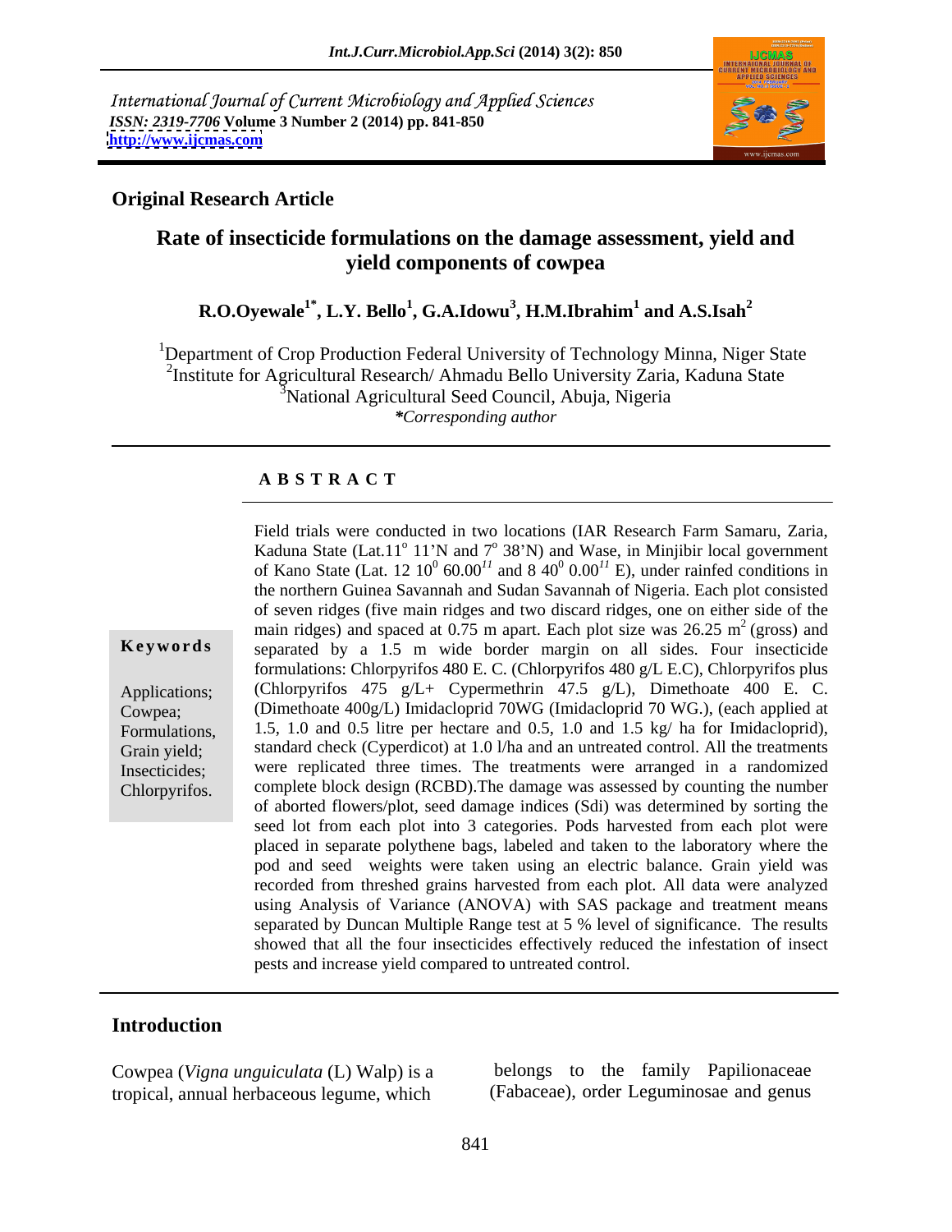International Journal of Current Microbiology and Applied Sciences
*ISSN: 2319-7706* Volume 3 Number 2 (2014) pp. 841-850
http://www.ijcmas.com

**Original Research Article**

# Rate of insecticide formulations on the damage assessment, yield and yield components of cowpea

**R.O.Oyewale[1*], L.Y. Bello[1], G.A.Idowu[3], H.M.Ibrahim[1] and A.S.Isah[2]**

[1]Department of Crop Production Federal University of Technology Minna, Niger State
[2]Institute for Agricultural Research/ Ahmadu Bello University Zaria, Kaduna State
[3]National Agricultural Seed Council, Abuja, Nigeria
*\*Corresponding author*

## A B S T R A C T

**Keywords**

Applications; Cowpea; Formulations, Grain yield; Insecticides; Chlorpyrifos.

Field trials were conducted in two locations (IAR Research Farm Samaru, Zaria, Kaduna State (Lat.11° 11'N and 7° 38'N) and Wase, in Minjibir local government of Kano State (Lat. 12 $10^0$ $60.00^{11}$ and 8 $40^0$ $0.00^{11}$ E), under rainfed conditions in the northern Guinea Savannah and Sudan Savannah of Nigeria. Each plot consisted of seven ridges (five main ridges and two discard ridges, one on either side of the main ridges) and spaced at 0.75 m apart. Each plot size was 26.25 $m^2$ (gross) and separated by a 1.5 m wide border margin on all sides. Four insecticide formulations: Chlorpyrifos 480 E. C. (Chlorpyrifos 480 g/L E.C), Chlorpyrifos plus (Chlorpyrifos 475 g/L+ Cypermethrin 47.5 g/L), Dimethoate 400 E. C. (Dimethoate 400g/L) Imidacloprid 70WG (Imidacloprid 70 WG.), (each applied at 1.5, 1.0 and 0.5 litre per hectare and 0.5, 1.0 and 1.5 kg/ ha for Imidacloprid), standard check (Cyperdicot) at 1.0 l/ha and an untreated control. All the treatments were replicated three times. The treatments were arranged in a randomized complete block design (RCBD).The damage was assessed by counting the number of aborted flowers/plot, seed damage indices (Sdi) was determined by sorting the seed lot from each plot into 3 categories. Pods harvested from each plot were placed in separate polythene bags, labeled and taken to the laboratory where the pod and seed weights were taken using an electric balance. Grain yield was recorded from threshed grains harvested from each plot. All data were analyzed using Analysis of Variance (ANOVA) with SAS package and treatment means separated by Duncan Multiple Range test at 5 % level of significance. The results showed that all the four insecticides effectively reduced the infestation of insect pests and increase yield compared to untreated control.

## Introduction

Cowpea (*Vigna unguiculata* (L) Walp) is a tropical, annual herbaceous legume, which belongs to the family Papilionaceae (Fabaceae), order Leguminosae and genus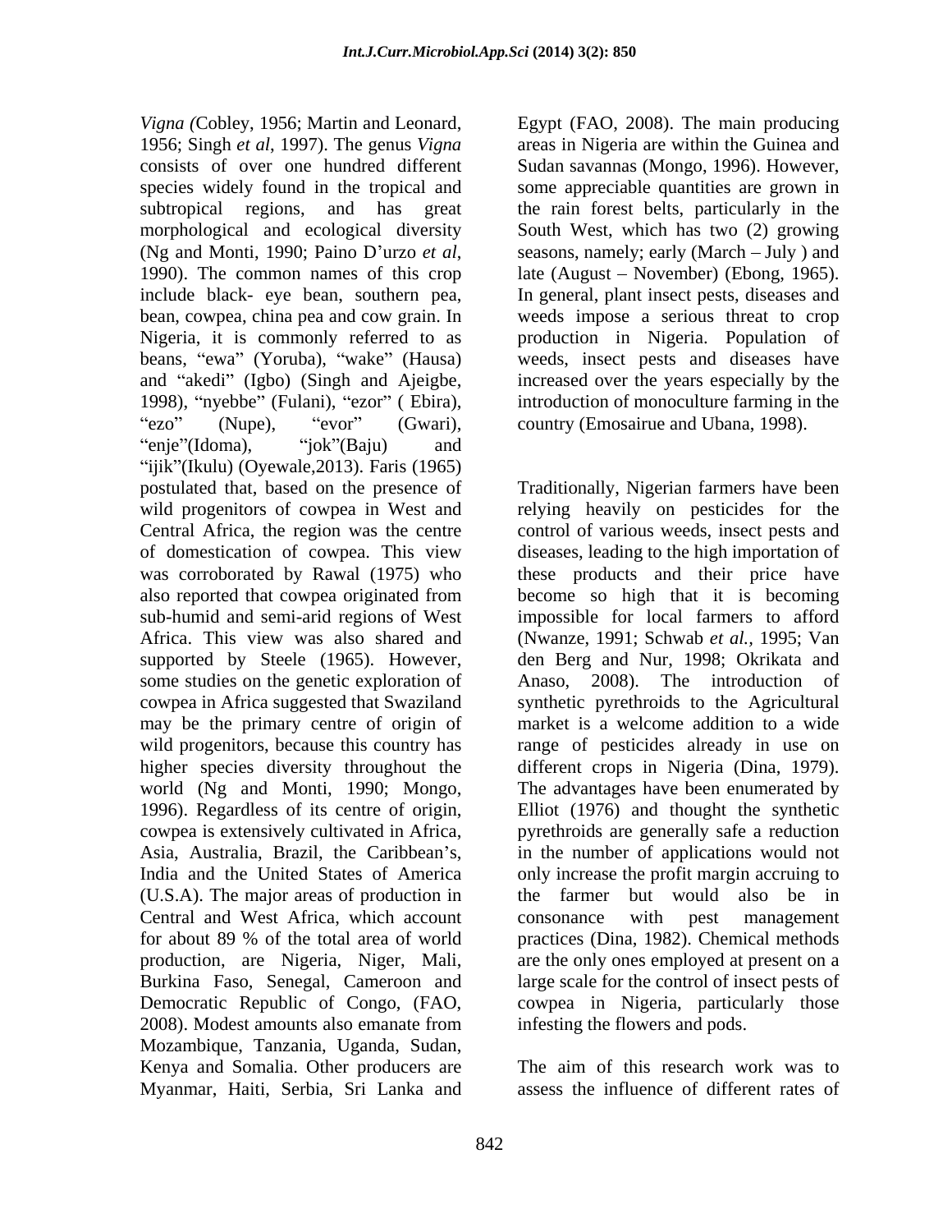*Vigna (*Cobley, 1956; Martin and Leonard, 1956; Singh *et al*, 1997). The genus *Vigna* consists of over one hundred different species widely found in the tropical and subtropical regions, and has great morphological and ecological diversity (Ng and Monti, 1990; Paino D'urzo *et al*, 1990). The common names of this crop include black- eye bean, southern pea, bean, cowpea, china pea and cow grain. In Nigeria, it is commonly referred to as beans, "ewa" (Yoruba), "wake" (Hausa) and "akedi" (Igbo) (Singh and Ajeigbe, 1998), "nyebbe" (Fulani), "ezor" ( Ebira), "ezo" (Nupe), "evor" (Gwari), "enje"(Idoma), "jok"(Baju) and "ijik"(Ikulu) (Oyewale,2013). Faris (1965) postulated that, based on the presence of wild progenitors of cowpea in West and Central Africa, the region was the centre of domestication of cowpea. This view was corroborated by Rawal (1975) who also reported that cowpea originated from sub-humid and semi-arid regions of West Africa. This view was also shared and supported by Steele (1965). However, some studies on the genetic exploration of cowpea in Africa suggested that Swaziland may be the primary centre of origin of wild progenitors, because this country has higher species diversity throughout the world (Ng and Monti, 1990; Mongo, 1996). Regardless of its centre of origin, cowpea is extensively cultivated in Africa, Asia, Australia, Brazil, the Caribbean's, India and the United States of America (U.S.A). The major areas of production in Central and West Africa, which account for about 89 % of the total area of world production, are Nigeria, Niger, Mali, Burkina Faso, Senegal, Cameroon and Democratic Republic of Congo, (FAO, 2008). Modest amounts also emanate from Mozambique, Tanzania, Uganda, Sudan, Kenya and Somalia. Other producers are Myanmar, Haiti, Serbia, Sri Lanka and Egypt (FAO, 2008). The main producing areas in Nigeria are within the Guinea and Sudan savannas (Mongo, 1996). However, some appreciable quantities are grown in the rain forest belts, particularly in the South West, which has two (2) growing seasons, namely; early (March – July ) and late (August – November) (Ebong, 1965). In general, plant insect pests, diseases and weeds impose a serious threat to crop production in Nigeria. Population of weeds, insect pests and diseases have increased over the years especially by the introduction of monoculture farming in the country (Emosairue and Ubana, 1998).

Traditionally, Nigerian farmers have been relying heavily on pesticides for the control of various weeds, insect pests and diseases, leading to the high importation of these products and their price have become so high that it is becoming impossible for local farmers to afford (Nwanze, 1991; Schwab *et al.*, 1995; Van den Berg and Nur, 1998; Okrikata and Anaso, 2008). The introduction of synthetic pyrethroids to the Agricultural market is a welcome addition to a wide range of pesticides already in use on different crops in Nigeria (Dina, 1979). The advantages have been enumerated by Elliot (1976) and thought the synthetic pyrethroids are generally safe a reduction in the number of applications would not only increase the profit margin accruing to the farmer but would also be in consonance with pest management practices (Dina, 1982). Chemical methods are the only ones employed at present on a large scale for the control of insect pests of cowpea in Nigeria, particularly those infesting the flowers and pods.

The aim of this research work was to assess the influence of different rates of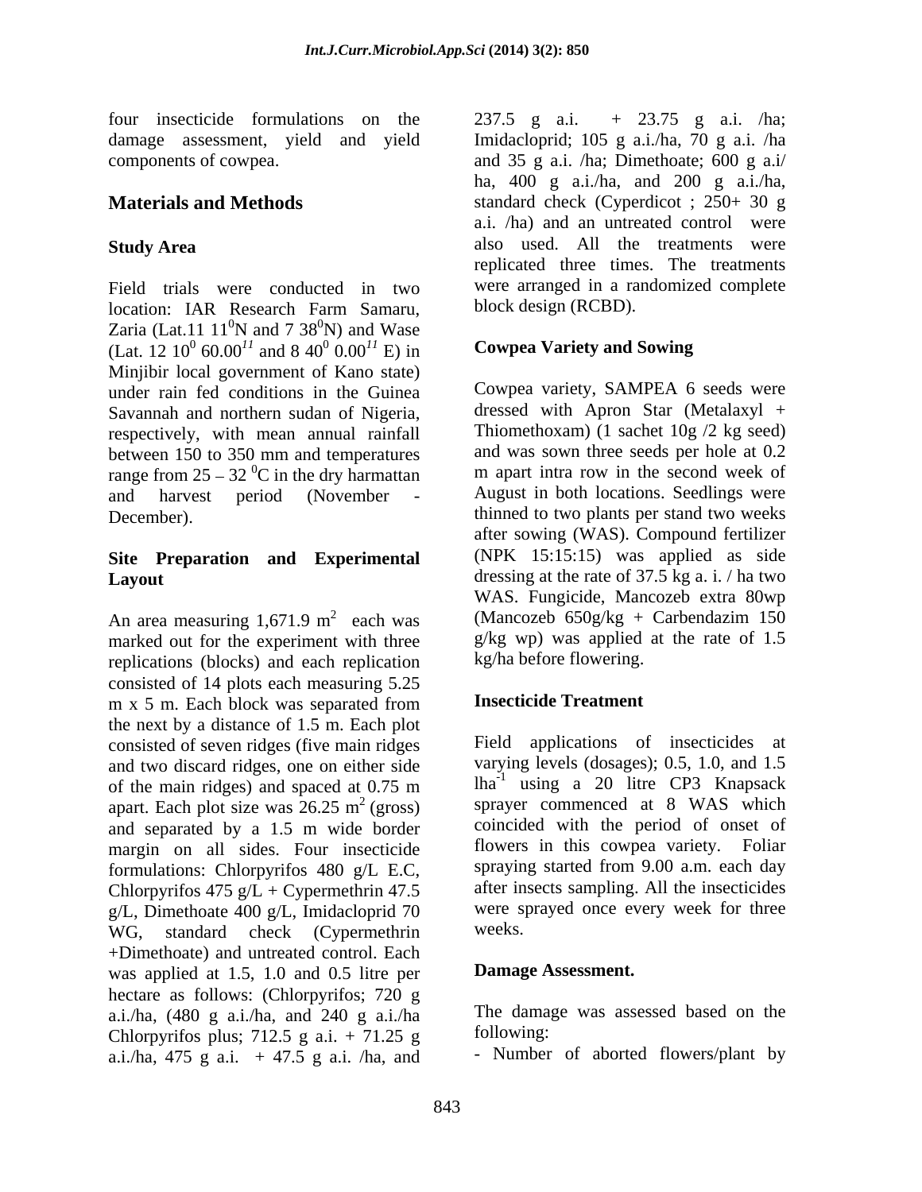four insecticide formulations on the damage assessment, yield and yield components of cowpea.

## Materials and Methods

### Study Area

Field trials were conducted in two location: IAR Research Farm Samaru, Zaria (Lat.11 $11^0$N and 7 $38^0$N) and Wase (Lat. 12 $10^0$ $60.00^{11}$ and 8 $40^0$ $0.00^{11}$ E) in Minjibir local government of Kano state) under rain fed conditions in the Guinea Savannah and northern sudan of Nigeria, respectively, with mean annual rainfall between 150 to 350 mm and temperatures range from 25 – 32 $^0$C in the dry harmattan and harvest period (November - December).

### Site Preparation and Experimental Layout

An area measuring 1,671.9 $m^2$ each was marked out for the experiment with three replications (blocks) and each replication consisted of 14 plots each measuring 5.25 m x 5 m. Each block was separated from the next by a distance of 1.5 m. Each plot consisted of seven ridges (five main ridges and two discard ridges, one on either side of the main ridges) and spaced at 0.75 m apart. Each plot size was 26.25 $m^2$ (gross) and separated by a 1.5 m wide border margin on all sides. Four insecticide formulations: Chlorpyrifos 480 g/L E.C, Chlorpyrifos 475 g/L + Cypermethrin 47.5 g/L, Dimethoate 400 g/L, Imidacloprid 70 WG, standard check (Cypermethrin +Dimethoate) and untreated control. Each was applied at 1.5, 1.0 and 0.5 litre per hectare as follows: (Chlorpyrifos; 720 g a.i./ha, (480 g a.i./ha, and 240 g a.i./ha Chlorpyrifos plus; 712.5 g a.i. + 71.25 g a.i./ha, 475 g a.i. + 47.5 g a.i. /ha, and 237.5 g a.i. + 23.75 g a.i. /ha; Imidacloprid; 105 g a.i./ha, 70 g a.i. /ha and 35 g a.i. /ha; Dimethoate; 600 g a.i/ ha, 400 g a.i./ha, and 200 g a.i./ha, standard check (Cyperdicot ; 250+ 30 g a.i. /ha) and an untreated control were also used. All the treatments were replicated three times. The treatments were arranged in a randomized complete block design (RCBD).

### Cowpea Variety and Sowing

Cowpea variety, SAMPEA 6 seeds were dressed with Apron Star (Metalaxyl + Thiomethoxam) (1 sachet 10g /2 kg seed) and was sown three seeds per hole at 0.2 m apart intra row in the second week of August in both locations. Seedlings were thinned to two plants per stand two weeks after sowing (WAS). Compound fertilizer (NPK 15:15:15) was applied as side dressing at the rate of 37.5 kg a. i. / ha two WAS. Fungicide, Mancozeb extra 80wp (Mancozeb 650g/kg + Carbendazim 150 g/kg wp) was applied at the rate of 1.5 kg/ha before flowering.

### Insecticide Treatment

Field applications of insecticides at varying levels (dosages); 0.5, 1.0, and 1.5 $lha^{-1}$ using a 20 litre CP3 Knapsack sprayer commenced at 8 WAS which coincided with the period of onset of flowers in this cowpea variety. Foliar spraying started from 9.00 a.m. each day after insects sampling. All the insecticides were sprayed once every week for three weeks.

### Damage Assessment.

The damage was assessed based on the following:

- Number of aborted flowers/plant by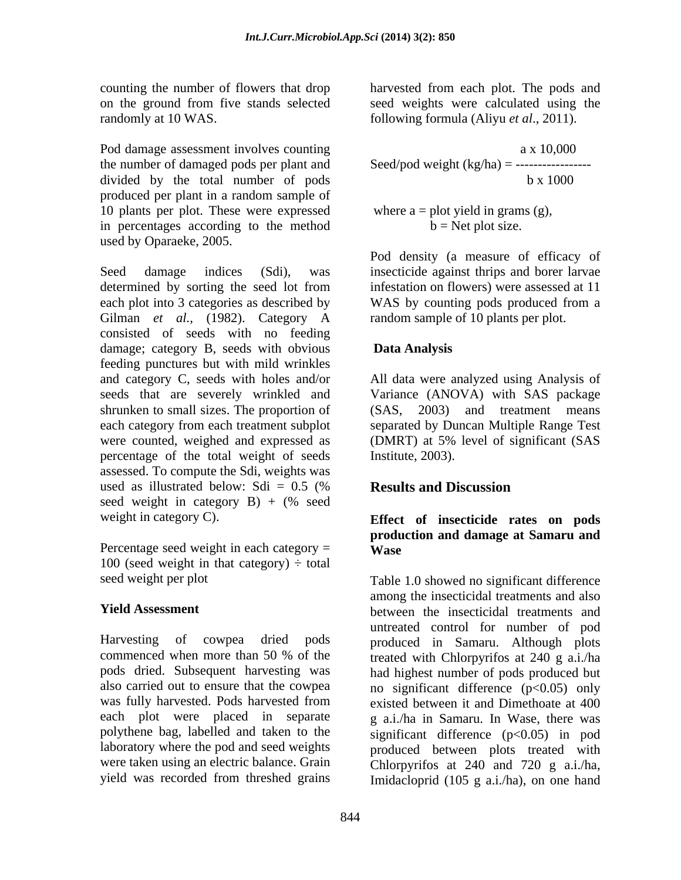counting the number of flowers that drop on the ground from five stands selected randomly at 10 WAS.

Pod damage assessment involves counting the number of damaged pods per plant and divided by the total number of pods produced per plant in a random sample of 10 plants per plot. These were expressed in percentages according to the method used by Oparaeke, 2005.

Seed damage indices (Sdi), was determined by sorting the seed lot from each plot into 3 categories as described by Gilman *et al.,* (1982). Category A consisted of seeds with no feeding damage; category B, seeds with obvious feeding punctures but with mild wrinkles and category C, seeds with holes and/or seeds that are severely wrinkled and shrunken to small sizes. The proportion of each category from each treatment subplot were counted, weighed and expressed as percentage of the total weight of seeds assessed. To compute the Sdi, weights was used as illustrated below: Sdi = 0.5 (% seed weight in category B) + (% seed weight in category C).

Percentage seed weight in each category = 100 (seed weight in that category) ÷ total seed weight per plot

**Yield Assessment**

Harvesting of cowpea dried pods commenced when more than 50 % of the pods dried. Subsequent harvesting was also carried out to ensure that the cowpea was fully harvested. Pods harvested from each plot were placed in separate polythene bag, labelled and taken to the laboratory where the pod and seed weights were taken using an electric balance. Grain yield was recorded from threshed grains harvested from each plot. The pods and seed weights were calculated using the following formula (Aliyu *et al*., 2011).

$$\text{Seed/pod weight (kg/ha)} = \frac{a \times 10{,}000}{b \times 1000}$$

where a = plot yield in grams (g),
b = Net plot size.

Pod density (a measure of efficacy of insecticide against thrips and borer larvae infestation on flowers) were assessed at 11 WAS by counting pods produced from a random sample of 10 plants per plot.

**Data Analysis**

All data were analyzed using Analysis of Variance (ANOVA) with SAS package (SAS, 2003) and treatment means separated by Duncan Multiple Range Test (DMRT) at 5% level of significant (SAS Institute, 2003).

## Results and Discussion

### Effect of insecticide rates on pods production and damage at Samaru and Wase

Table 1.0 showed no significant difference among the insecticidal treatments and also between the insecticidal treatments and untreated control for number of pod produced in Samaru. Although plots treated with Chlorpyrifos at 240 g a.i./ha had highest number of pods produced but no significant difference ($p<0.05$) only existed between it and Dimethoate at 400 g a.i./ha in Samaru. In Wase, there was significant difference ($p<0.05$) in pod produced between plots treated with Chlorpyrifos at 240 and 720 g a.i./ha, Imidacloprid (105 g a.i./ha), on one hand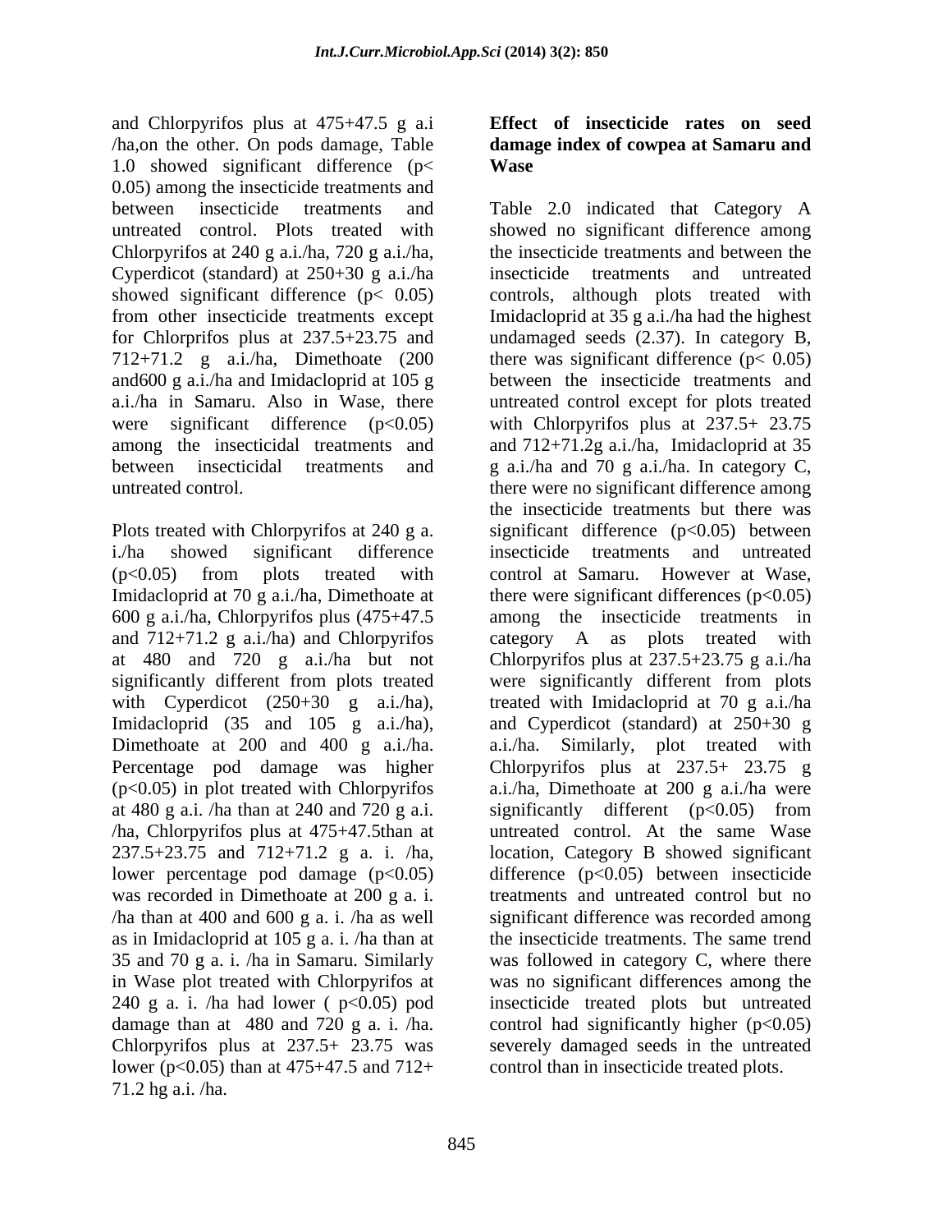and Chlorpyrifos plus at 475+47.5 g a.i /ha,on the other. On pods damage, Table 1.0 showed significant difference ($p< 0.05$) among the insecticide treatments and between insecticide treatments and untreated control. Plots treated with Chlorpyrifos at 240 g a.i./ha, 720 g a.i./ha, Cyperdicot (standard) at 250+30 g a.i./ha showed significant difference ($p< 0.05$) from other insecticide treatments except for Chlorprifos plus at 237.5+23.75 and 712+71.2 g a.i./ha, Dimethoate (200 and600 g a.i./ha and Imidacloprid at 105 g a.i./ha in Samaru. Also in Wase, there were significant difference ($p<0.05$) among the insecticidal treatments and between insecticidal treatments and untreated control.

Plots treated with Chlorpyrifos at 240 g a. i./ha showed significant difference ($p<0.05$) from plots treated with Imidacloprid at 70 g a.i./ha, Dimethoate at 600 g a.i./ha, Chlorpyrifos plus (475+47.5 and 712+71.2 g a.i./ha) and Chlorpyrifos at 480 and 720 g a.i./ha but not significantly different from plots treated with Cyperdicot (250+30 g a.i./ha), Imidacloprid (35 and 105 g a.i./ha), Dimethoate at 200 and 400 g a.i./ha. Percentage pod damage was higher ($p<0.05$) in plot treated with Chlorpyrifos at 480 g a.i. /ha than at 240 and 720 g a.i. /ha, Chlorpyrifos plus at 475+47.5than at 237.5+23.75 and 712+71.2 g a. i. /ha, lower percentage pod damage ($p<0.05$) was recorded in Dimethoate at 200 g a. i. /ha than at 400 and 600 g a. i. /ha as well as in Imidacloprid at 105 g a. i. /ha than at 35 and 70 g a. i. /ha in Samaru. Similarly in Wase plot treated with Chlorpyrifos at 240 g a. i. /ha had lower ( $p<0.05$) pod damage than at 480 and 720 g a. i. /ha. Chlorpyrifos plus at 237.5+ 23.75 was lower ($p<0.05$) than at 475+47.5 and 712+ 71.2 hg a.i. /ha.

**Effect of insecticide rates on seed damage index of cowpea at Samaru and Wase**

Table 2.0 indicated that Category A showed no significant difference among the insecticide treatments and between the insecticide treatments and untreated controls, although plots treated with Imidacloprid at 35 g a.i./ha had the highest undamaged seeds (2.37). In category B, there was significant difference ($p< 0.05$) between the insecticide treatments and untreated control except for plots treated with Chlorpyrifos plus at 237.5+ 23.75 and 712+71.2g a.i./ha, Imidacloprid at 35 g a.i./ha and 70 g a.i./ha. In category C, there were no significant difference among the insecticide treatments but there was significant difference ($p<0.05$) between insecticide treatments and untreated control at Samaru. However at Wase, there were significant differences ($p<0.05$) among the insecticide treatments in category A as plots treated with Chlorpyrifos plus at 237.5+23.75 g a.i./ha were significantly different from plots treated with Imidacloprid at 70 g a.i./ha and Cyperdicot (standard) at 250+30 g a.i./ha. Similarly, plot treated with Chlorpyrifos plus at 237.5+ 23.75 g a.i./ha, Dimethoate at 200 g a.i./ha were significantly different ($p<0.05$) from untreated control. At the same Wase location, Category B showed significant difference ($p<0.05$) between insecticide treatments and untreated control but no significant difference was recorded among the insecticide treatments. The same trend was followed in category C, where there was no significant differences among the insecticide treated plots but untreated control had significantly higher ($p<0.05$) severely damaged seeds in the untreated control than in insecticide treated plots.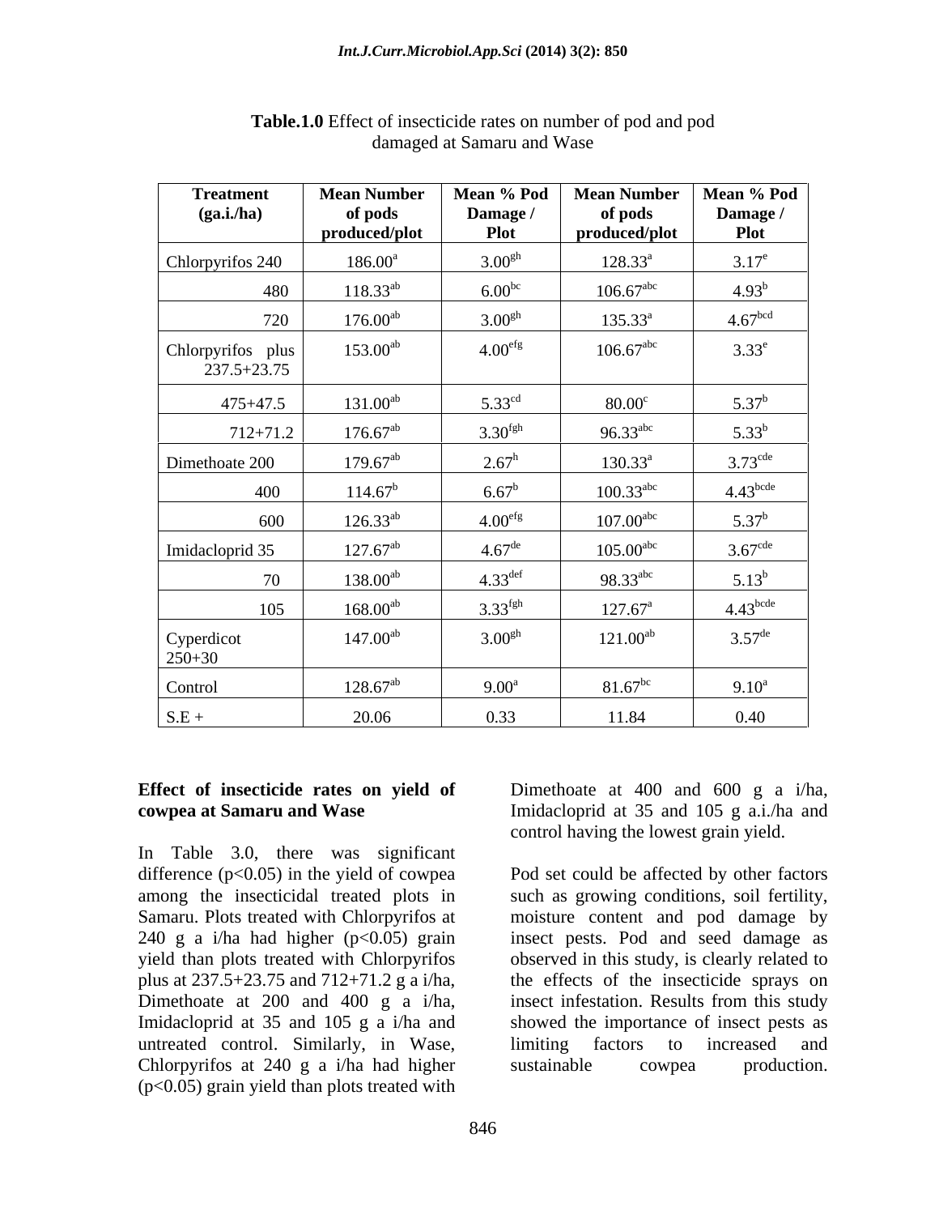**Table.1.0** Effect of insecticide rates on number of pod and pod damaged at Samaru and Wase

| Treatment (ga.i./ha) | Mean Number of pods produced/plot | Mean % Pod Damage / Plot | Mean Number of pods produced/plot | Mean % Pod Damage / Plot |
|---|---|---|---|---|
| Chlorpyrifos 240 | $186.00^{a}$ | $3.00^{gh}$ | $128.33^{a}$ | $3.17^{e}$ |
| 480 | $118.33^{ab}$ | $6.00^{bc}$ | $106.67^{abc}$ | $4.93^{b}$ |
| 720 | $176.00^{ab}$ | $3.00^{gh}$ | $135.33^{a}$ | $4.67^{bcd}$ |
| Chlorpyrifos plus 237.5+23.75 | $153.00^{ab}$ | $4.00^{efg}$ | $106.67^{abc}$ | $3.33^{e}$ |
| 475+47.5 | $131.00^{ab}$ | $5.33^{cd}$ | $80.00^{c}$ | $5.37^{b}$ |
| 712+71.2 | $176.67^{ab}$ | $3.30^{fgh}$ | $96.33^{abc}$ | $5.33^{b}$ |
| Dimethoate 200 | $179.67^{ab}$ | $2.67^{h}$ | $130.33^{a}$ | $3.73^{cde}$ |
| 400 | $114.67^{b}$ | $6.67^{b}$ | $100.33^{abc}$ | $4.43^{bcde}$ |
| 600 | $126.33^{ab}$ | $4.00^{efg}$ | $107.00^{abc}$ | $5.37^{b}$ |
| Imidacloprid 35 | $127.67^{ab}$ | $4.67^{de}$ | $105.00^{abc}$ | $3.67^{cde}$ |
| 70 | $138.00^{ab}$ | $4.33^{def}$ | $98.33^{abc}$ | $5.13^{b}$ |
| 105 | $168.00^{ab}$ | $3.33^{fgh}$ | $127.67^{a}$ | $4.43^{bcde}$ |
| Cyperdicot 250+30 | $147.00^{ab}$ | $3.00^{gh}$ | $121.00^{ab}$ | $3.57^{de}$ |
| Control | $128.67^{ab}$ | $9.00^{a}$ | $81.67^{bc}$ | $9.10^{a}$ |
| S.E + | 20.06 | 0.33 | 11.84 | 0.40 |

**Effect of insecticide rates on yield of cowpea at Samaru and Wase**

In Table 3.0, there was significant difference ($p<0.05$) in the yield of cowpea among the insecticidal treated plots in Samaru. Plots treated with Chlorpyrifos at 240 g a i/ha had higher ($p<0.05$) grain yield than plots treated with Chlorpyrifos plus at 237.5+23.75 and 712+71.2 g a i/ha, Dimethoate at 200 and 400 g a i/ha, Imidacloprid at 35 and 105 g a i/ha and untreated control. Similarly, in Wase, Chlorpyrifos at 240 g a i/ha had higher ($p<0.05$) grain yield than plots treated with Dimethoate at 400 and 600 g a i/ha, Imidacloprid at 35 and 105 g a.i./ha and control having the lowest grain yield.

Pod set could be affected by other factors such as growing conditions, soil fertility, moisture content and pod damage by insect pests. Pod and seed damage as observed in this study, is clearly related to the effects of the insecticide sprays on insect infestation. Results from this study showed the importance of insect pests as limiting factors to increased and sustainable cowpea production.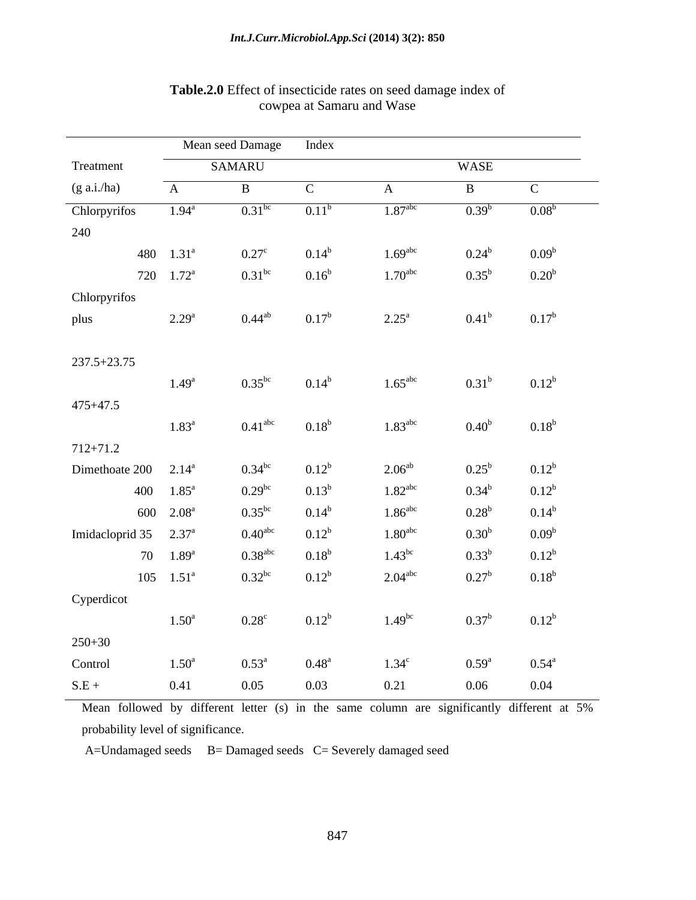**Table.2.0** Effect of insecticide rates on seed damage index of cowpea at Samaru and Wase

| Treatment (g a.i./ha) | Mean seed Damage Index | | | | | |
|---|---|---|---|---|---|---|
| | SAMARU | | | WASE | | |
| | A | B | C | A | B | C |
| Chlorpyrifos 240 | 1.94$^{a}$ | 0.31$^{bc}$ | 0.11$^{b}$ | 1.87$^{abc}$ | 0.39$^{b}$ | 0.08$^{b}$ |
| 480 | 1.31$^{a}$ | 0.27$^{c}$ | 0.14$^{b}$ | 1.69$^{abc}$ | 0.24$^{b}$ | 0.09$^{b}$ |
| 720 | 1.72$^{a}$ | 0.31$^{bc}$ | 0.16$^{b}$ | 1.70$^{abc}$ | 0.35$^{b}$ | 0.20$^{b}$ |
| Chlorpyrifos plus 237.5+23.75 | 2.29$^{a}$ | 0.44$^{ab}$ | 0.17$^{b}$ | 2.25$^{a}$ | 0.41$^{b}$ | 0.17$^{b}$ |
| 475+47.5 | 1.49$^{a}$ | 0.35$^{bc}$ | 0.14$^{b}$ | 1.65$^{abc}$ | 0.31$^{b}$ | 0.12$^{b}$ |
| 712+71.2 | 1.83$^{a}$ | 0.41$^{abc}$ | 0.18$^{b}$ | 1.83$^{abc}$ | 0.40$^{b}$ | 0.18$^{b}$ |
| Dimethoate 200 | 2.14$^{a}$ | 0.34$^{bc}$ | 0.12$^{b}$ | 2.06$^{ab}$ | 0.25$^{b}$ | 0.12$^{b}$ |
| 400 | 1.85$^{a}$ | 0.29$^{bc}$ | 0.13$^{b}$ | 1.82$^{abc}$ | 0.34$^{b}$ | 0.12$^{b}$ |
| 600 | 2.08$^{a}$ | 0.35$^{bc}$ | 0.14$^{b}$ | 1.86$^{abc}$ | 0.28$^{b}$ | 0.14$^{b}$ |
| Imidacloprid 35 | 2.37$^{a}$ | 0.40$^{abc}$ | 0.12$^{b}$ | 1.80$^{abc}$ | 0.30$^{b}$ | 0.09$^{b}$ |
| 70 | 1.89$^{a}$ | 0.38$^{abc}$ | 0.18$^{b}$ | 1.43$^{bc}$ | 0.33$^{b}$ | 0.12$^{b}$ |
| 105 | 1.51$^{a}$ | 0.32$^{bc}$ | 0.12$^{b}$ | 2.04$^{abc}$ | 0.27$^{b}$ | 0.18$^{b}$ |
| Cyperdicot 250+30 | 1.50$^{a}$ | 0.28$^{c}$ | 0.12$^{b}$ | 1.49$^{bc}$ | 0.37$^{b}$ | 0.12$^{b}$ |
| Control | 1.50$^{a}$ | 0.53$^{a}$ | 0.48$^{a}$ | 1.34$^{c}$ | 0.59$^{a}$ | 0.54$^{a}$ |
| S.E + | 0.41 | 0.05 | 0.03 | 0.21 | 0.06 | 0.04 |

Mean followed by different letter (s) in the same column are significantly different at 5% probability level of significance.

A=Undamaged seeds B= Damaged seeds C= Severely damaged seed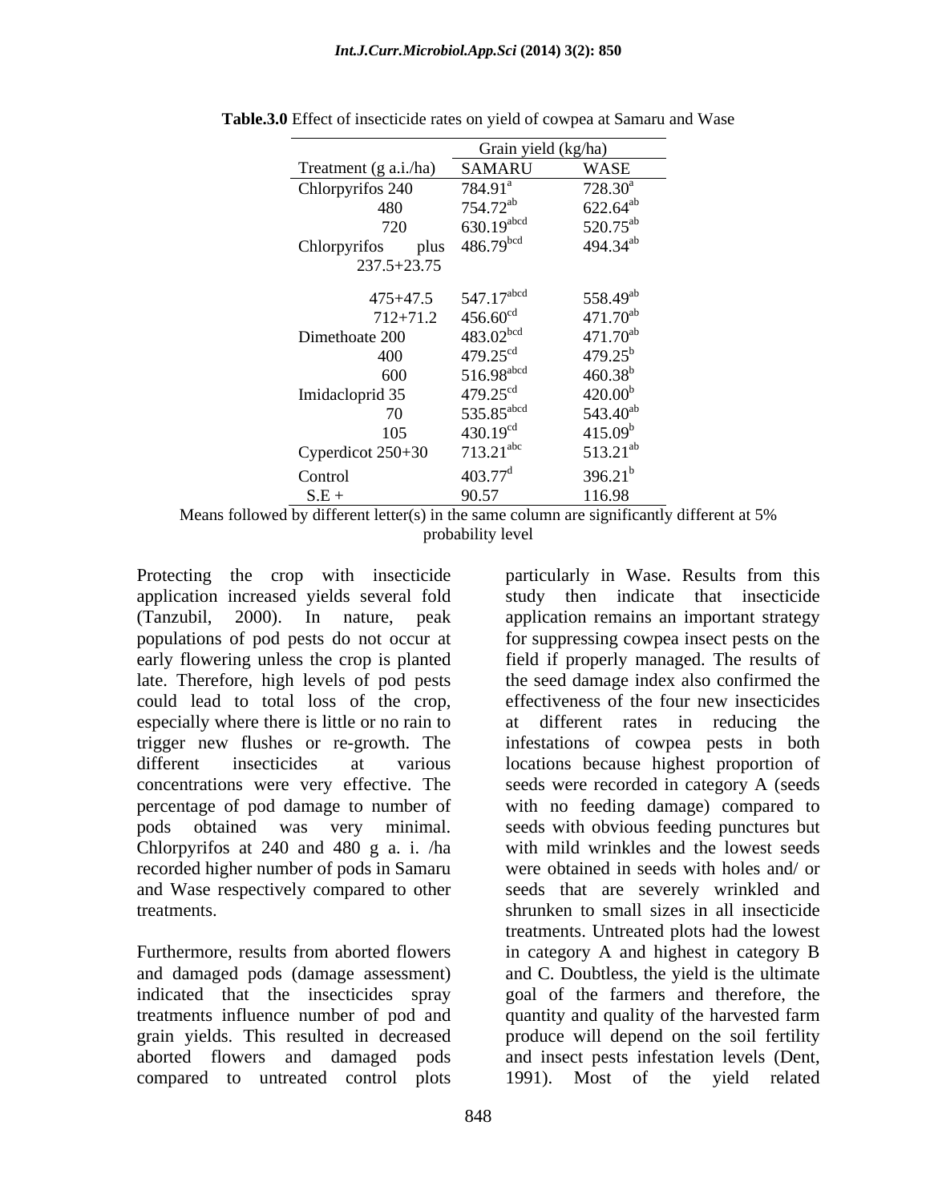**Table.3.0** Effect of insecticide rates on yield of cowpea at Samaru and Wase

| Treatment (g a.i./ha) | Grain yield (kg/ha) | |
|---|---|---|
| | SAMARU | WASE |
| Chlorpyrifos 240 | 784.91[a] | 728.30[a] |
| 480 | 754.72[ab] | 622.64[ab] |
| 720 | 630.19[abcd] | 520.75[ab] |
| Chlorpyrifos plus 237.5+23.75 | 486.79[bcd] | 494.34[ab] |
| 475+47.5 | 547.17[abcd] | 558.49[ab] |
| 712+71.2 | 456.60[cd] | 471.70[ab] |
| Dimethoate 200 | 483.02[bcd] | 471.70[ab] |
| 400 | 479.25[cd] | 479.25[b] |
| 600 | 516.98[abcd] | 460.38[b] |
| Imidacloprid 35 | 479.25[cd] | 420.00[b] |
| 70 | 535.85[abcd] | 543.40[ab] |
| 105 | 430.19[cd] | 415.09[b] |
| Cyperdicot 250+30 | 713.21[abc] | 513.21[ab] |
| Control | 403.77[d] | 396.21[b] |
| S.E + | 90.57 | 116.98 |

Means followed by different letter(s) in the same column are significantly different at 5% probability level

Protecting the crop with insecticide application increased yields several fold (Tanzubil, 2000). In nature, peak populations of pod pests do not occur at early flowering unless the crop is planted late. Therefore, high levels of pod pests could lead to total loss of the crop, especially where there is little or no rain to trigger new flushes or re-growth. The different insecticides at various concentrations were very effective. The percentage of pod damage to number of pods obtained was very minimal. Chlorpyrifos at 240 and 480 g a. i. /ha recorded higher number of pods in Samaru and Wase respectively compared to other treatments.

Furthermore, results from aborted flowers and damaged pods (damage assessment) indicated that the insecticides spray treatments influence number of pod and grain yields. This resulted in decreased aborted flowers and damaged pods compared to untreated control plots particularly in Wase. Results from this study then indicate that insecticide application remains an important strategy for suppressing cowpea insect pests on the field if properly managed. The results of the seed damage index also confirmed the effectiveness of the four new insecticides at different rates in reducing the infestations of cowpea pests in both locations because highest proportion of seeds were recorded in category A (seeds with no feeding damage) compared to seeds with obvious feeding punctures but with mild wrinkles and the lowest seeds were obtained in seeds with holes and/ or seeds that are severely wrinkled and shrunken to small sizes in all insecticide treatments. Untreated plots had the lowest in category A and highest in category B and C. Doubtless, the yield is the ultimate goal of the farmers and therefore, the quantity and quality of the harvested farm produce will depend on the soil fertility and insect pests infestation levels (Dent, 1991). Most of the yield related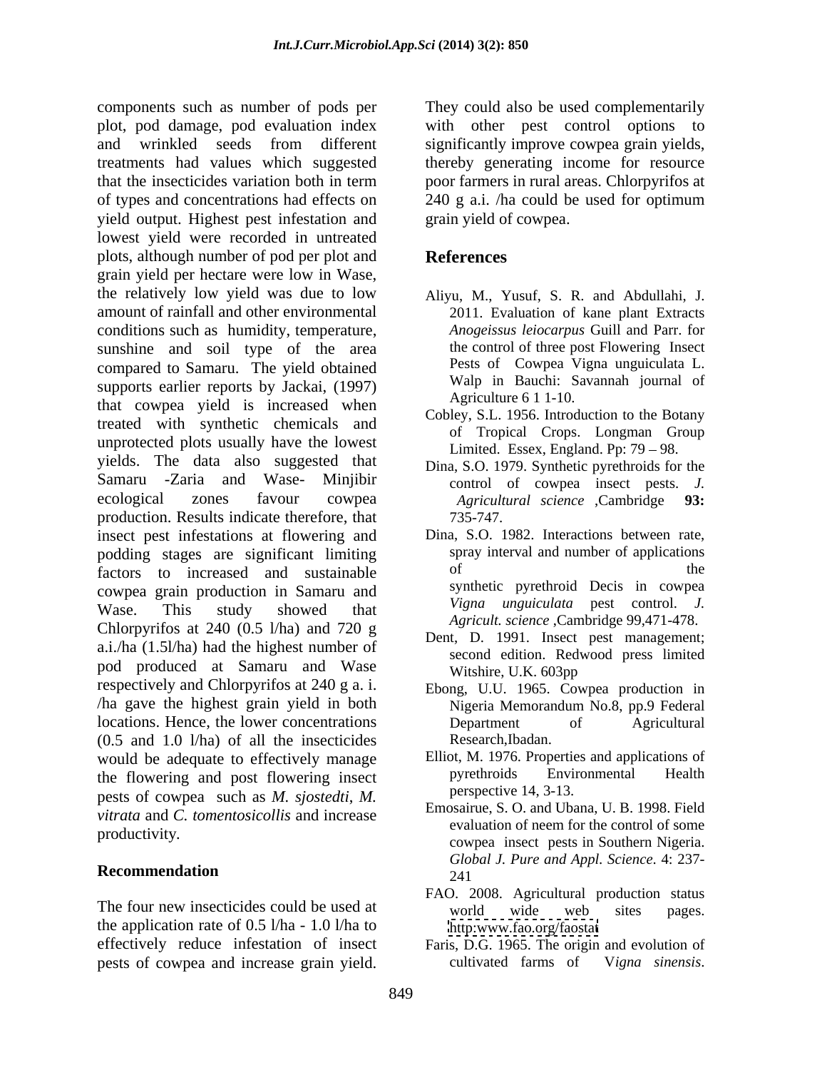components such as number of pods per plot, pod damage, pod evaluation index and wrinkled seeds from different treatments had values which suggested that the insecticides variation both in term of types and concentrations had effects on yield output. Highest pest infestation and lowest yield were recorded in untreated plots, although number of pod per plot and grain yield per hectare were low in Wase, the relatively low yield was due to low amount of rainfall and other environmental conditions such as humidity, temperature, sunshine and soil type of the area compared to Samaru. The yield obtained supports earlier reports by Jackai, (1997) that cowpea yield is increased when treated with synthetic chemicals and unprotected plots usually have the lowest yields. The data also suggested that Samaru -Zaria and Wase- Minjibir ecological zones favour cowpea production. Results indicate therefore, that insect pest infestations at flowering and podding stages are significant limiting factors to increased and sustainable cowpea grain production in Samaru and Wase. This study showed that Chlorpyrifos at 240 (0.5 l/ha) and 720 g a.i./ha (1.5l/ha) had the highest number of pod produced at Samaru and Wase respectively and Chlorpyrifos at 240 g a. i. /ha gave the highest grain yield in both locations. Hence, the lower concentrations (0.5 and 1.0 l/ha) of all the insecticides would be adequate to effectively manage the flowering and post flowering insect pests of cowpea such as *M. sjostedti*, *M. vitrata* and *C. tomentosicollis* and increase productivity.

## Recommendation

The four new insecticides could be used at the application rate of 0.5 l/ha - 1.0 l/ha to effectively reduce infestation of insect pests of cowpea and increase grain yield. They could also be used complementarily with other pest control options to significantly improve cowpea grain yields, thereby generating income for resource poor farmers in rural areas. Chlorpyrifos at 240 g a.i. /ha could be used for optimum grain yield of cowpea.

## References

Aliyu, M., Yusuf, S. R. and Abdullahi, J. 2011. Evaluation of kane plant Extracts *Anogeissus leiocarpus* Guill and Parr. for the control of three post Flowering Insect Pests of Cowpea Vigna unguiculata L. Walp in Bauchi: Savannah journal of Agriculture 6 1 1-10.

Cobley, S.L. 1956. Introduction to the Botany of Tropical Crops. Longman Group Limited. Essex, England. Pp: 79 – 98.

Dina, S.O. 1979. Synthetic pyrethroids for the control of cowpea insect pests. *J. Agricultural science* ,Cambridge **93:** 735-747.

Dina, S.O. 1982. Interactions between rate, spray interval and number of applications of the synthetic pyrethroid Decis in cowpea *Vigna unguiculata* pest control. *J. Agricult. science* ,Cambridge 99,471-478.

Dent, D. 1991. Insect pest management; second edition. Redwood press limited Witshire, U.K. 603pp

Ebong, U.U. 1965. Cowpea production in Nigeria Memorandum No.8, pp.9 Federal Department of Agricultural Research,Ibadan.

Elliot, M. 1976. Properties and applications of pyrethroids Environmental Health perspective 14, 3-13.

Emosairue, S. O. and Ubana, U. B. 1998. Field evaluation of neem for the control of some cowpea insect pests in Southern Nigeria. *Global J. Pure and Appl. Science*. 4: 237-241

FAO. 2008. Agricultural production status world wide web sites pages. http:www.fao.org/faostat

Faris, D.G. 1965. The origin and evolution of cultivated farms of V*igna sinensis*.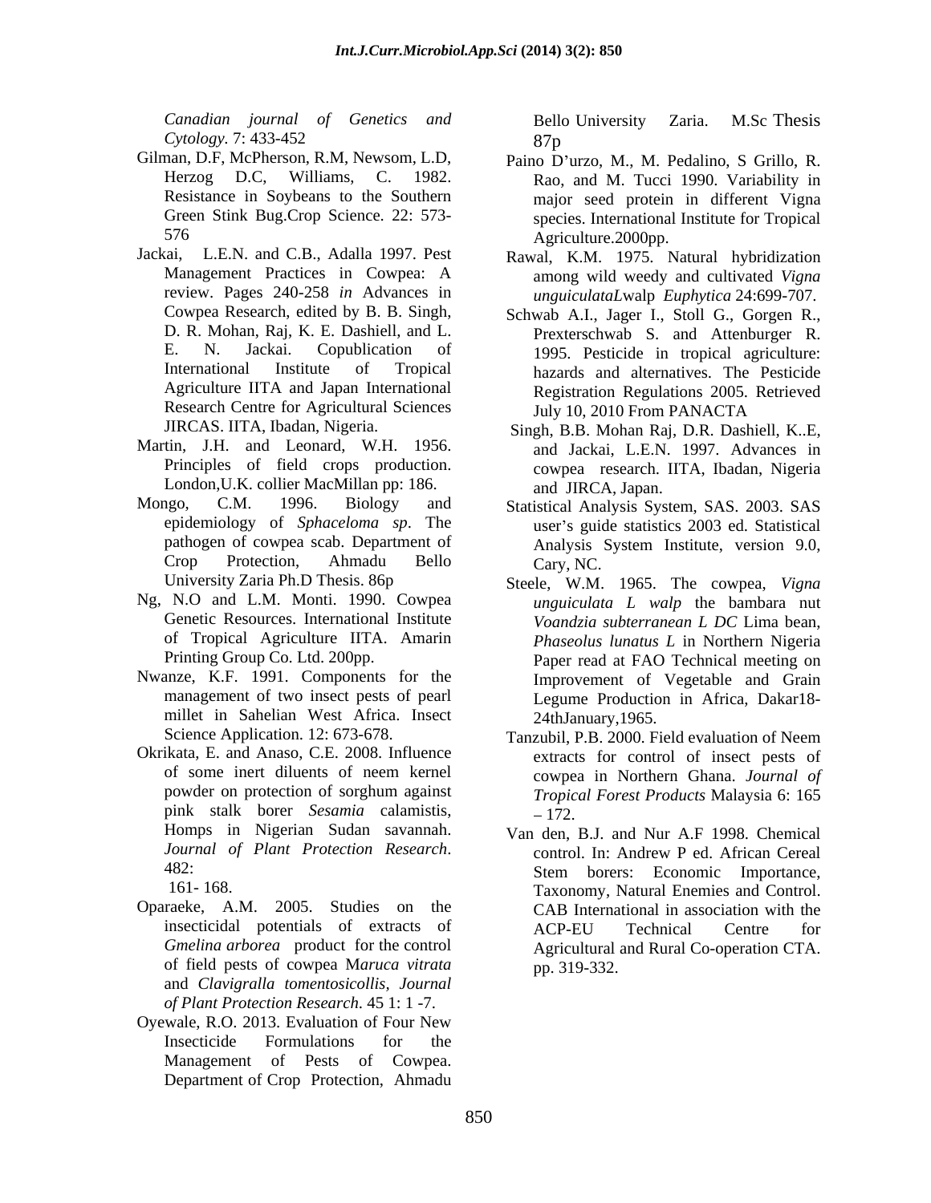*Canadian journal of Genetics and Cytology*. 7: 433-452

Gilman, D.F, McPherson, R.M, Newsom, L.D, Herzog D.C, Williams, C. 1982. Resistance in Soybeans to the Southern Green Stink Bug.Crop Science. 22: 573-576

Jackai, L.E.N. and C.B., Adalla 1997. Pest Management Practices in Cowpea: A review. Pages 240-258 *in* Advances in Cowpea Research, edited by B. B. Singh, D. R. Mohan, Raj, K. E. Dashiell, and L. E. N. Jackai. Copublication of International Institute of Tropical Agriculture IITA and Japan International Research Centre for Agricultural Sciences JIRCAS. IITA, Ibadan, Nigeria.

Martin, J.H. and Leonard, W.H. 1956. Principles of field crops production. London,U.K. collier MacMillan pp: 186.

Mongo, C.M. 1996. Biology and epidemiology of *Sphaceloma sp*. The pathogen of cowpea scab. Department of Crop Protection, Ahmadu Bello University Zaria Ph.D Thesis. 86p

Ng, N.O and L.M. Monti. 1990. Cowpea Genetic Resources. International Institute of Tropical Agriculture IITA. Amarin Printing Group Co. Ltd. 200pp.

Nwanze, K.F. 1991. Components for the management of two insect pests of pearl millet in Sahelian West Africa. Insect Science Application. 12: 673-678.

Okrikata, E. and Anaso, C.E. 2008. Influence of some inert diluents of neem kernel powder on protection of sorghum against pink stalk borer *Sesamia* calamistis, Homps in Nigerian Sudan savannah. *Journal of Plant Protection Research*. 482: 161- 168.

Oparaeke, A.M. 2005. Studies on the insecticidal potentials of extracts of *Gmelina arborea* product for the control of field pests of cowpea M*aruca vitrata* and *Clavigralla tomentosicollis, Journal of Plant Protection Research*. 45 1: 1 -7.

Oyewale, R.O. 2013. Evaluation of Four New Insecticide Formulations for the Management of Pests of Cowpea. Department of Crop Protection, Ahmadu Bello University Zaria. M.Sc Thesis 87p

Paino D'urzo, M., M. Pedalino, S Grillo, R. Rao, and M. Tucci 1990. Variability in major seed protein in different Vigna species. International Institute for Tropical Agriculture.2000pp.

Rawal, K.M. 1975. Natural hybridization among wild weedy and cultivated *Vigna unguiculataL*walp *Euphytica* 24:699-707.

Schwab A.I., Jager I., Stoll G., Gorgen R., Prexterschwab S. and Attenburger R. 1995. Pesticide in tropical agriculture: hazards and alternatives. The Pesticide Registration Regulations 2005. Retrieved July 10, 2010 From PANACTA

Singh, B.B. Mohan Raj, D.R. Dashiell, K..E, and Jackai, L.E.N. 1997. Advances in cowpea research. IITA, Ibadan, Nigeria and JIRCA, Japan.

Statistical Analysis System, SAS. 2003. SAS user's guide statistics 2003 ed. Statistical Analysis System Institute, version 9.0, Cary, NC.

Steele, W.M. 1965. The cowpea, *Vigna unguiculata L walp* the bambara nut *Voandzia subterranean L DC* Lima bean, *Phaseolus lunatus L* in Northern Nigeria Paper read at FAO Technical meeting on Improvement of Vegetable and Grain Legume Production in Africa, Dakar18-24thJanuary,1965.

Tanzubil, P.B. 2000. Field evaluation of Neem extracts for control of insect pests of cowpea in Northern Ghana. *Journal of Tropical Forest Products* Malaysia 6: 165 – 172.

Van den, B.J. and Nur A.F 1998. Chemical control. In: Andrew P ed. African Cereal Stem borers: Economic Importance, Taxonomy, Natural Enemies and Control. CAB International in association with the ACP-EU Technical Centre for Agricultural and Rural Co-operation CTA. pp. 319-332.